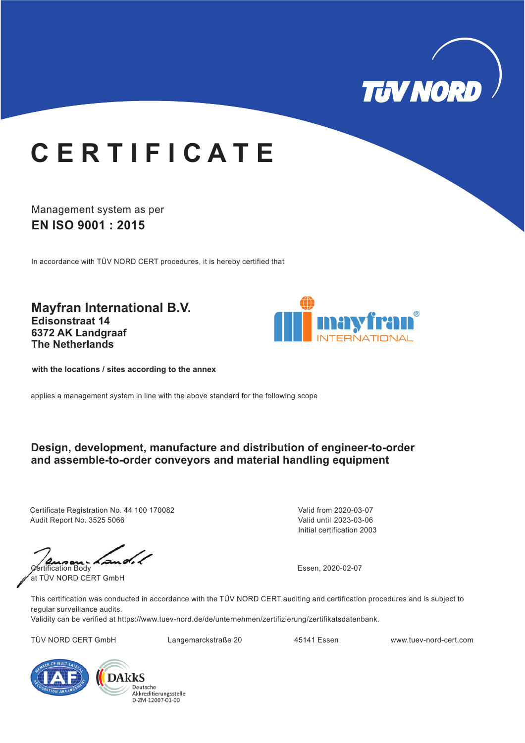TÜV NORD

# CERTIFICATE

Management system as per

## EN ISO 9001 : 2015

In accordance with TÜV NORD CERT procedures, it is hereby certified that

**Mayfran International B.V.**
**Edisonstraat 14**
**6372 AK Landgraaf**
**The Netherlands**

**with the locations / sites according to the annex**

applies a management system in line with the above standard for the following scope

**Design, development, manufacture and distribution of engineer-to-order and assemble-to-order conveyors and material handling equipment**

Certificate Registration No. 44 100 170082
Audit Report No. 3525 5066

Valid from 2020-03-07
Valid until 2023-03-06
Initial certification 2003

Certification Body
at TÜV NORD CERT GmbH

Essen, 2020-02-07

This certification was conducted in accordance with the TÜV NORD CERT auditing and certification procedures and is subject to regular surveillance audits.
Validity can be verified at https://www.tuev-nord.de/de/unternehmen/zertifizierung/zertifikatsdatenbank.

TÜV NORD CERT GmbH | Langemarckstraße 20 | 45141 Essen | www.tuev-nord-cert.com

DAkkS Deutsche Akkreditierungsstelle D-ZM-12007-01-00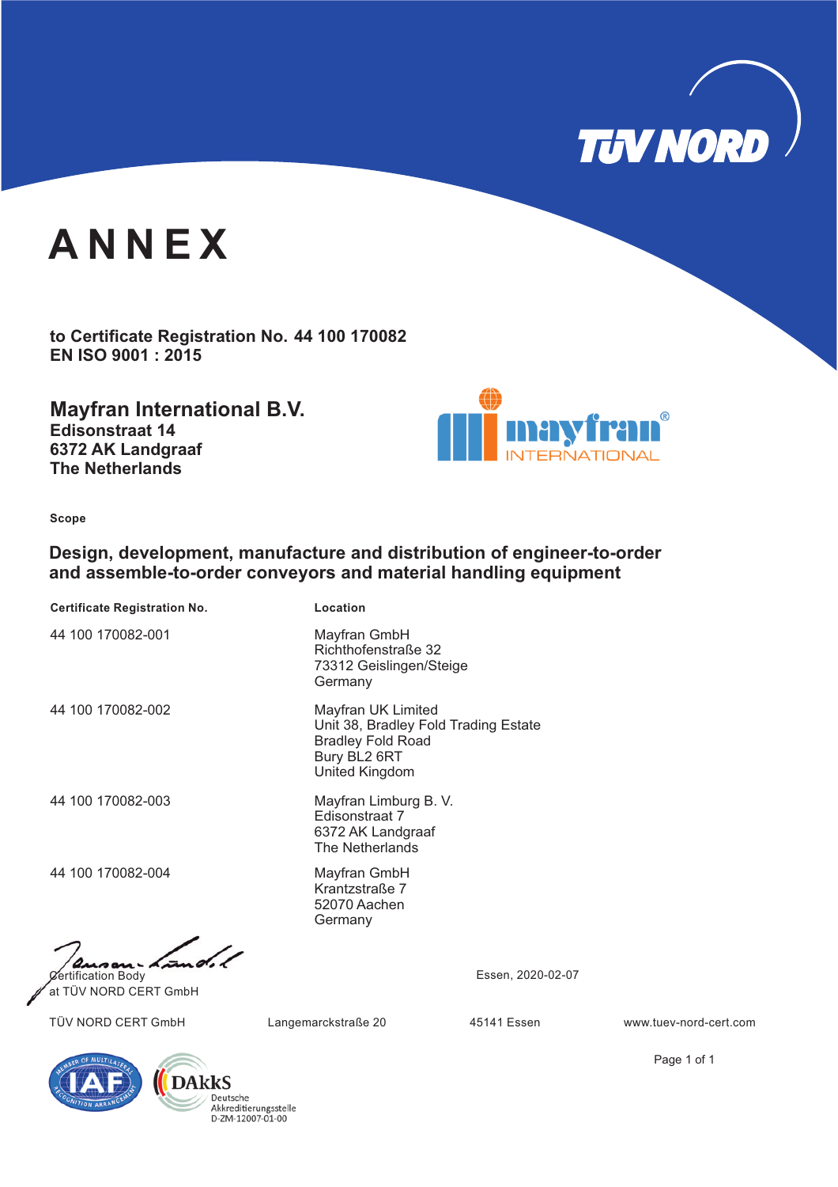# ANNEX

**to Certificate Registration No. 44 100 170082**
**EN ISO 9001 : 2015**

## Mayfran International B.V.

**Edisonstraat 14**
**6372 AK Landgraaf**
**The Netherlands**

**Scope**

### Design, development, manufacture and distribution of engineer-to-order and assemble-to-order conveyors and material handling equipment

| Certificate Registration No. | Location |
| --- | --- |
| 44 100 170082-001 | Mayfran GmbH<br>Richthofenstraße 32<br>73312 Geislingen/Steige<br>Germany |
| 44 100 170082-002 | Mayfran UK Limited<br>Unit 38, Bradley Fold Trading Estate<br>Bradley Fold Road<br>Bury BL2 6RT<br>United Kingdom |
| 44 100 170082-003 | Mayfran Limburg B. V.<br>Edisonstraat 7<br>6372 AK Landgraaf<br>The Netherlands |
| 44 100 170082-004 | Mayfran GmbH<br>Krantzstraße 7<br>52070 Aachen<br>Germany |

Certification Body
at TÜV NORD CERT GmbH

Essen, 2020-02-07

TÜV NORD CERT GmbH    Langemarckstraße 20    45141 Essen    www.tuev-nord-cert.com

DAkkS Deutsche Akkreditierungsstelle D-ZM-12007-01-00